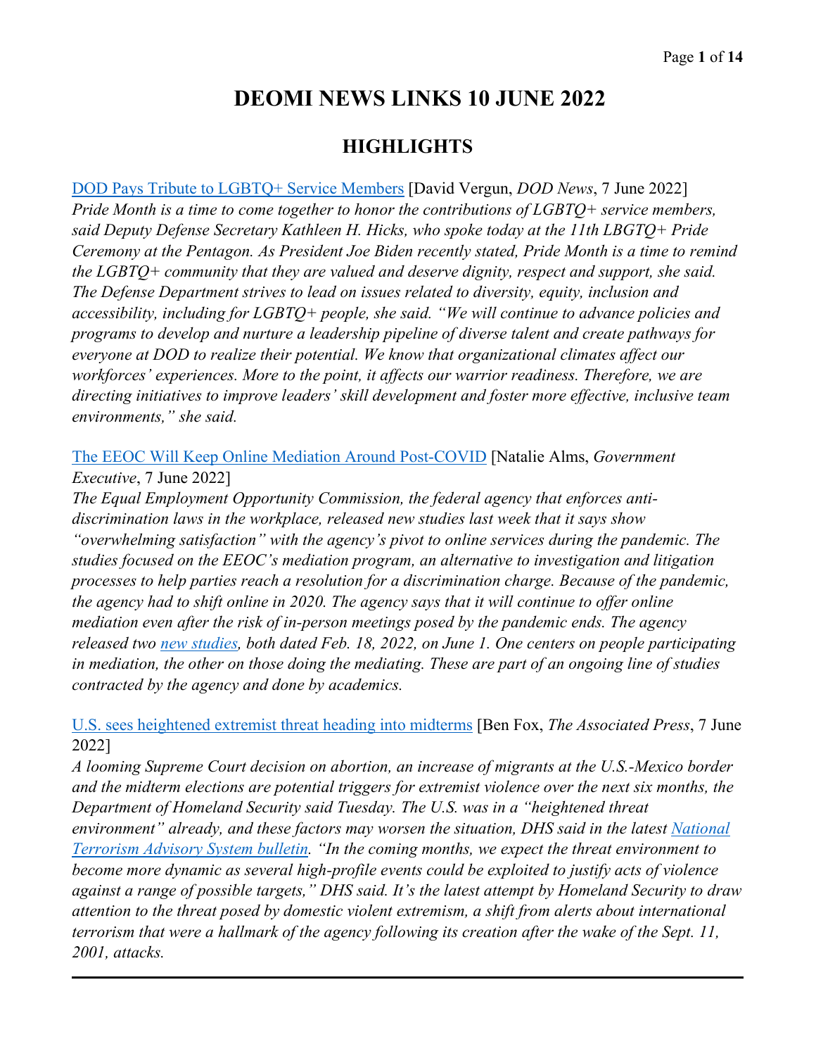# DEOMI NEWS LINKS 10 JUNE 2022

## HIGHLIGHTS

[DOD Pays Tribute to LGBTQ+ Service Members] [David Vergun, *DOD News*, 7 June 2022]
*Pride Month is a time to come together to honor the contributions of LGBTQ+ service members, said Deputy Defense Secretary Kathleen H. Hicks, who spoke today at the 11th LBGTQ+ Pride Ceremony at the Pentagon. As President Joe Biden recently stated, Pride Month is a time to remind the LGBTQ+ community that they are valued and deserve dignity, respect and support, she said. The Defense Department strives to lead on issues related to diversity, equity, inclusion and accessibility, including for LGBTQ+ people, she said. "We will continue to advance policies and programs to develop and nurture a leadership pipeline of diverse talent and create pathways for everyone at DOD to realize their potential. We know that organizational climates affect our workforces' experiences. More to the point, it affects our warrior readiness. Therefore, we are directing initiatives to improve leaders' skill development and foster more effective, inclusive team environments," she said.*

[The EEOC Will Keep Online Mediation Around Post-COVID] [Natalie Alms, *Government Executive*, 7 June 2022]
*The Equal Employment Opportunity Commission, the federal agency that enforces anti-discrimination laws in the workplace, released new studies last week that it says show "overwhelming satisfaction" with the agency's pivot to online services during the pandemic. The studies focused on the EEOC's mediation program, an alternative to investigation and litigation processes to help parties reach a resolution for a discrimination charge. Because of the pandemic, the agency had to shift online in 2020. The agency says that it will continue to offer online mediation even after the risk of in-person meetings posed by the pandemic ends. The agency released two new studies, both dated Feb. 18, 2022, on June 1. One centers on people participating in mediation, the other on those doing the mediating. These are part of an ongoing line of studies contracted by the agency and done by academics.*

[U.S. sees heightened extremist threat heading into midterms] [Ben Fox, *The Associated Press*, 7 June 2022]
*A looming Supreme Court decision on abortion, an increase of migrants at the U.S.-Mexico border and the midterm elections are potential triggers for extremist violence over the next six months, the Department of Homeland Security said Tuesday. The U.S. was in a "heightened threat environment" already, and these factors may worsen the situation, DHS said in the latest National Terrorism Advisory System bulletin. "In the coming months, we expect the threat environment to become more dynamic as several high-profile events could be exploited to justify acts of violence against a range of possible targets," DHS said. It's the latest attempt by Homeland Security to draw attention to the threat posed by domestic violent extremism, a shift from alerts about international terrorism that were a hallmark of the agency following its creation after the wake of the Sept. 11, 2001, attacks.*

---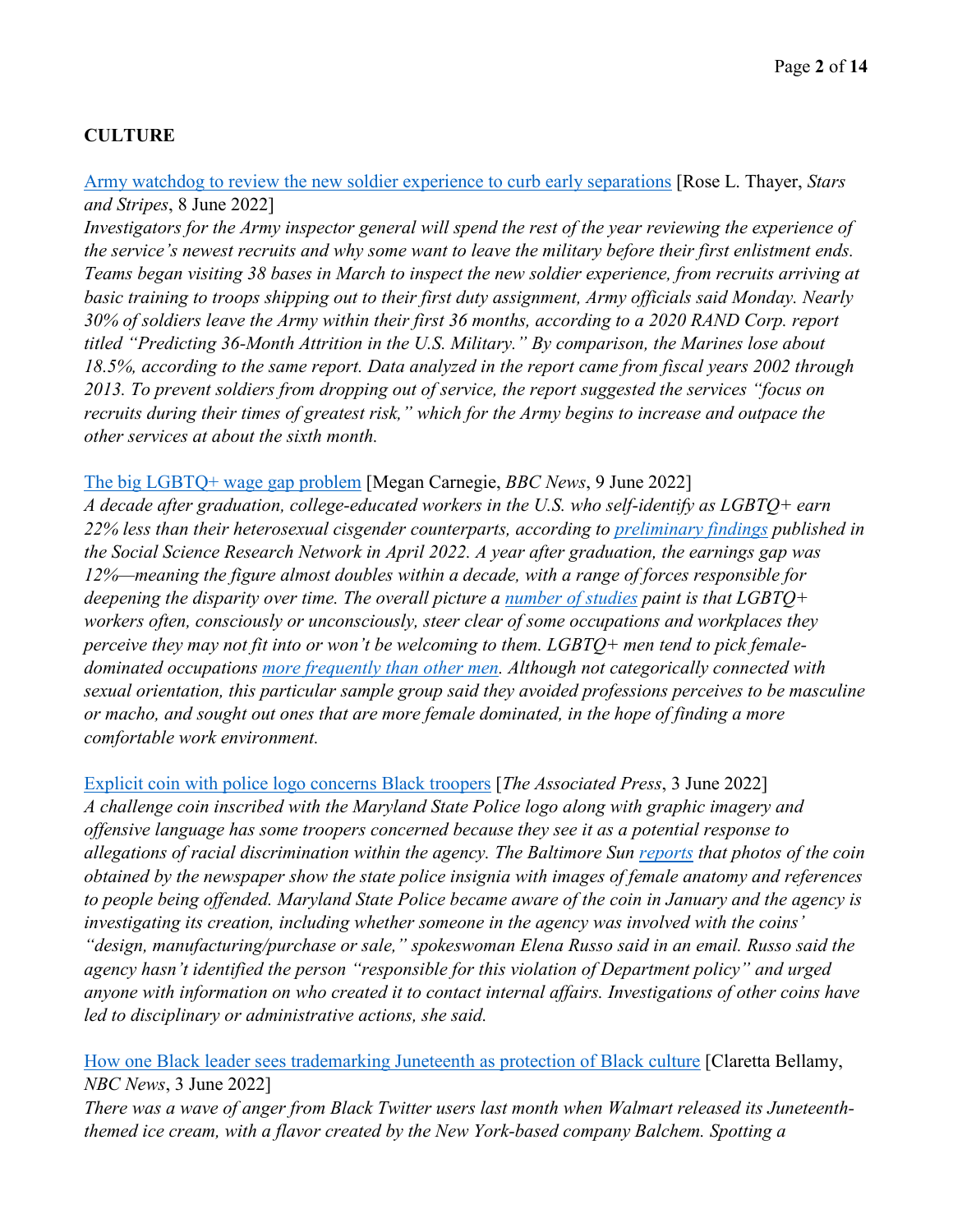**CULTURE**

[Army watchdog to review the new soldier experience to curb early separations] [Rose L. Thayer, *Stars and Stripes*, 8 June 2022]
*Investigators for the Army inspector general will spend the rest of the year reviewing the experience of the service's newest recruits and why some want to leave the military before their first enlistment ends. Teams began visiting 38 bases in March to inspect the new soldier experience, from recruits arriving at basic training to troops shipping out to their first duty assignment, Army officials said Monday. Nearly 30% of soldiers leave the Army within their first 36 months, according to a 2020 RAND Corp. report titled "Predicting 36-Month Attrition in the U.S. Military." By comparison, the Marines lose about 18.5%, according to the same report. Data analyzed in the report came from fiscal years 2002 through 2013. To prevent soldiers from dropping out of service, the report suggested the services "focus on recruits during their times of greatest risk," which for the Army begins to increase and outpace the other services at about the sixth month.*

[The big LGBTQ+ wage gap problem] [Megan Carnegie, *BBC News*, 9 June 2022]
*A decade after graduation, college-educated workers in the U.S. who self-identify as LGBTQ+ earn 22% less than their heterosexual cisgender counterparts, according to preliminary findings published in the Social Science Research Network in April 2022. A year after graduation, the earnings gap was 12%—meaning the figure almost doubles within a decade, with a range of forces responsible for deepening the disparity over time. The overall picture a number of studies paint is that LGBTQ+ workers often, consciously or unconsciously, steer clear of some occupations and workplaces they perceive they may not fit into or won't be welcoming to them. LGBTQ+ men tend to pick female-dominated occupations more frequently than other men. Although not categorically connected with sexual orientation, this particular sample group said they avoided professions perceives to be masculine or macho, and sought out ones that are more female dominated, in the hope of finding a more comfortable work environment.*

[Explicit coin with police logo concerns Black troopers] [*The Associated Press*, 3 June 2022]
*A challenge coin inscribed with the Maryland State Police logo along with graphic imagery and offensive language has some troopers concerned because they see it as a potential response to allegations of racial discrimination within the agency. The Baltimore Sun reports that photos of the coin obtained by the newspaper show the state police insignia with images of female anatomy and references to people being offended. Maryland State Police became aware of the coin in January and the agency is investigating its creation, including whether someone in the agency was involved with the coins' "design, manufacturing/purchase or sale," spokeswoman Elena Russo said in an email. Russo said the agency hasn't identified the person "responsible for this violation of Department policy" and urged anyone with information on who created it to contact internal affairs. Investigations of other coins have led to disciplinary or administrative actions, she said.*

[How one Black leader sees trademarking Juneteenth as protection of Black culture] [Claretta Bellamy, *NBC News*, 3 June 2022]
*There was a wave of anger from Black Twitter users last month when Walmart released its Juneteenth-themed ice cream, with a flavor created by the New York-based company Balchem. Spotting a*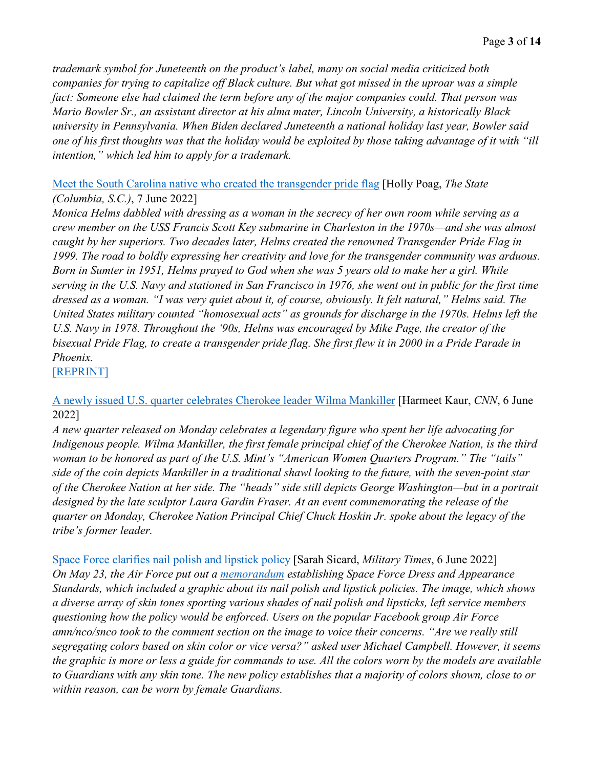*trademark symbol for Juneteenth on the product's label, many on social media criticized both companies for trying to capitalize off Black culture. But what got missed in the uproar was a simple fact: Someone else had claimed the term before any of the major companies could. That person was Mario Bowler Sr., an assistant director at his alma mater, Lincoln University, a historically Black university in Pennsylvania. When Biden declared Juneteenth a national holiday last year, Bowler said one of his first thoughts was that the holiday would be exploited by those taking advantage of it with "ill intention," which led him to apply for a trademark.*

[Meet the South Carolina native who created the transgender pride flag] [Holly Poag, *The State (Columbia, S.C.)*, 7 June 2022]
*Monica Helms dabbled with dressing as a woman in the secrecy of her own room while serving as a crew member on the USS Francis Scott Key submarine in Charleston in the 1970s—and she was almost caught by her superiors. Two decades later, Helms created the renowned Transgender Pride Flag in 1999. The road to boldly expressing her creativity and love for the transgender community was arduous. Born in Sumter in 1951, Helms prayed to God when she was 5 years old to make her a girl. While serving in the U.S. Navy and stationed in San Francisco in 1976, she went out in public for the first time dressed as a woman. "I was very quiet about it, of course, obviously. It felt natural," Helms said. The United States military counted "homosexual acts" as grounds for discharge in the 1970s. Helms left the U.S. Navy in 1978. Throughout the '90s, Helms was encouraged by Mike Page, the creator of the bisexual Pride Flag, to create a transgender pride flag. She first flew it in 2000 in a Pride Parade in Phoenix.*
[REPRINT]

[A newly issued U.S. quarter celebrates Cherokee leader Wilma Mankiller] [Harmeet Kaur, *CNN*, 6 June 2022]
*A new quarter released on Monday celebrates a legendary figure who spent her life advocating for Indigenous people. Wilma Mankiller, the first female principal chief of the Cherokee Nation, is the third woman to be honored as part of the U.S. Mint's "American Women Quarters Program." The "tails" side of the coin depicts Mankiller in a traditional shawl looking to the future, with the seven-point star of the Cherokee Nation at her side. The "heads" side still depicts George Washington—but in a portrait designed by the late sculptor Laura Gardin Fraser. At an event commemorating the release of the quarter on Monday, Cherokee Nation Principal Chief Chuck Hoskin Jr. spoke about the legacy of the tribe's former leader.*

[Space Force clarifies nail polish and lipstick policy] [Sarah Sicard, *Military Times*, 6 June 2022]
*On May 23, the Air Force put out a [memorandum] establishing Space Force Dress and Appearance Standards, which included a graphic about its nail polish and lipstick policies. The image, which shows a diverse array of skin tones sporting various shades of nail polish and lipsticks, left service members questioning how the policy would be enforced. Users on the popular Facebook group Air Force amn/nco/snco took to the comment section on the image to voice their concerns. "Are we really still segregating colors based on skin color or vice versa?" asked user Michael Campbell. However, it seems the graphic is more or less a guide for commands to use. All the colors worn by the models are available to Guardians with any skin tone. The new policy establishes that a majority of colors shown, close to or within reason, can be worn by female Guardians.*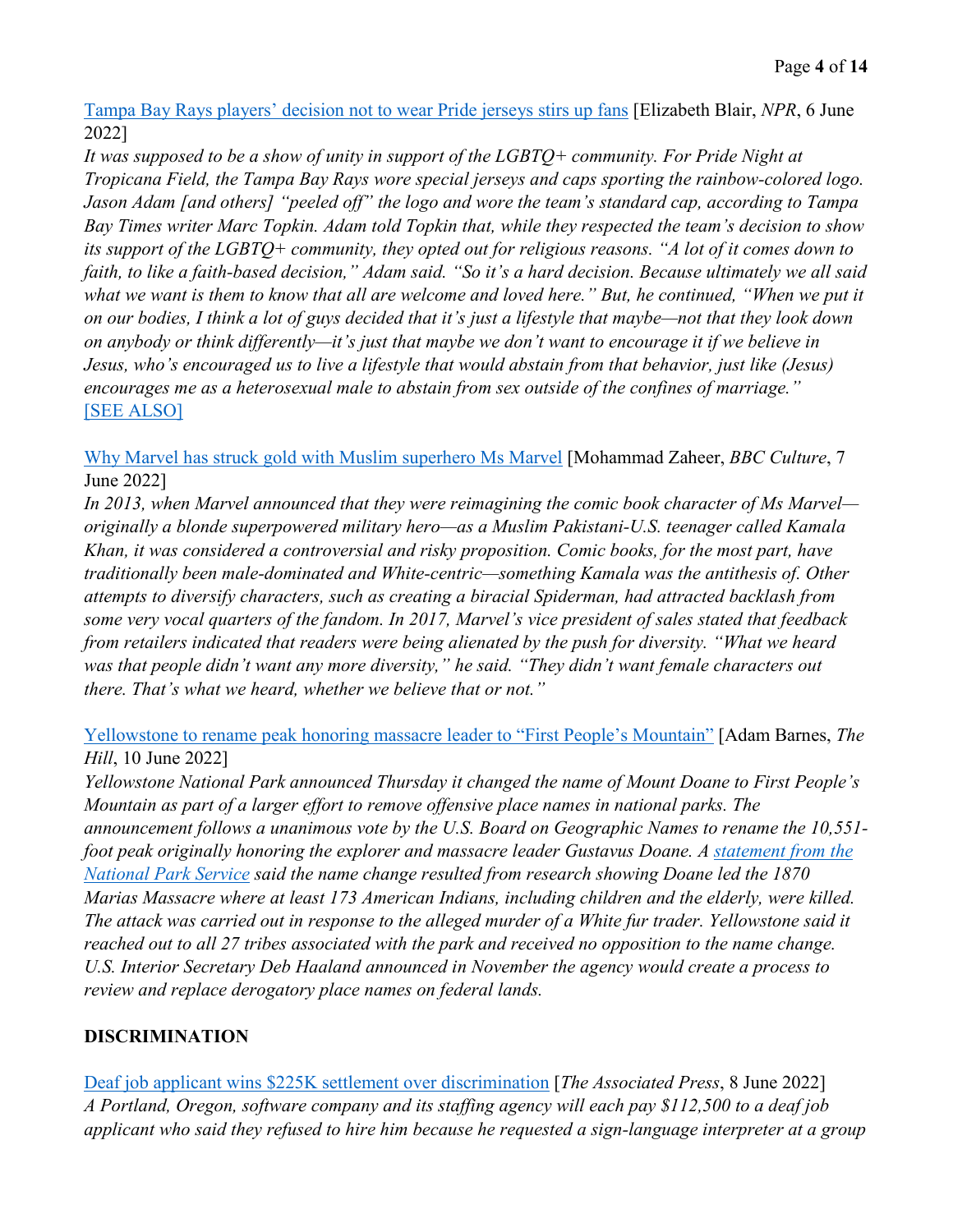Tampa Bay Rays players' decision not to wear Pride jerseys stirs up fans [Elizabeth Blair, *NPR*, 6 June 2022]

*It was supposed to be a show of unity in support of the LGBTQ+ community. For Pride Night at Tropicana Field, the Tampa Bay Rays wore special jerseys and caps sporting the rainbow-colored logo. Jason Adam [and others] "peeled off" the logo and wore the team's standard cap, according to Tampa Bay Times writer Marc Topkin. Adam told Topkin that, while they respected the team's decision to show its support of the LGBTQ+ community, they opted out for religious reasons. "A lot of it comes down to faith, to like a faith-based decision," Adam said. "So it's a hard decision. Because ultimately we all said what we want is them to know that all are welcome and loved here." But, he continued, "When we put it on our bodies, I think a lot of guys decided that it's just a lifestyle that maybe—not that they look down on anybody or think differently—it's just that maybe we don't want to encourage it if we believe in Jesus, who's encouraged us to live a lifestyle that would abstain from that behavior, just like (Jesus) encourages me as a heterosexual male to abstain from sex outside of the confines of marriage."*
[SEE ALSO]

Why Marvel has struck gold with Muslim superhero Ms Marvel [Mohammad Zaheer, *BBC Culture*, 7 June 2022]

*In 2013, when Marvel announced that they were reimagining the comic book character of Ms Marvel—originally a blonde superpowered military hero—as a Muslim Pakistani-U.S. teenager called Kamala Khan, it was considered a controversial and risky proposition. Comic books, for the most part, have traditionally been male-dominated and White-centric—something Kamala was the antithesis of. Other attempts to diversify characters, such as creating a biracial Spiderman, had attracted backlash from some very vocal quarters of the fandom. In 2017, Marvel's vice president of sales stated that feedback from retailers indicated that readers were being alienated by the push for diversity. "What we heard was that people didn't want any more diversity," he said. "They didn't want female characters out there. That's what we heard, whether we believe that or not."*

Yellowstone to rename peak honoring massacre leader to "First People's Mountain" [Adam Barnes, *The Hill*, 10 June 2022]

*Yellowstone National Park announced Thursday it changed the name of Mount Doane to First People's Mountain as part of a larger effort to remove offensive place names in national parks. The announcement follows a unanimous vote by the U.S. Board on Geographic Names to rename the 10,551-foot peak originally honoring the explorer and massacre leader Gustavus Doane. A statement from the National Park Service said the name change resulted from research showing Doane led the 1870 Marias Massacre where at least 173 American Indians, including children and the elderly, were killed. The attack was carried out in response to the alleged murder of a White fur trader. Yellowstone said it reached out to all 27 tribes associated with the park and received no opposition to the name change. U.S. Interior Secretary Deb Haaland announced in November the agency would create a process to review and replace derogatory place names on federal lands.*

## DISCRIMINATION

Deaf job applicant wins $225K settlement over discrimination [*The Associated Press*, 8 June 2022]

*A Portland, Oregon, software company and its staffing agency will each pay $112,500 to a deaf job applicant who said they refused to hire him because he requested a sign-language interpreter at a group*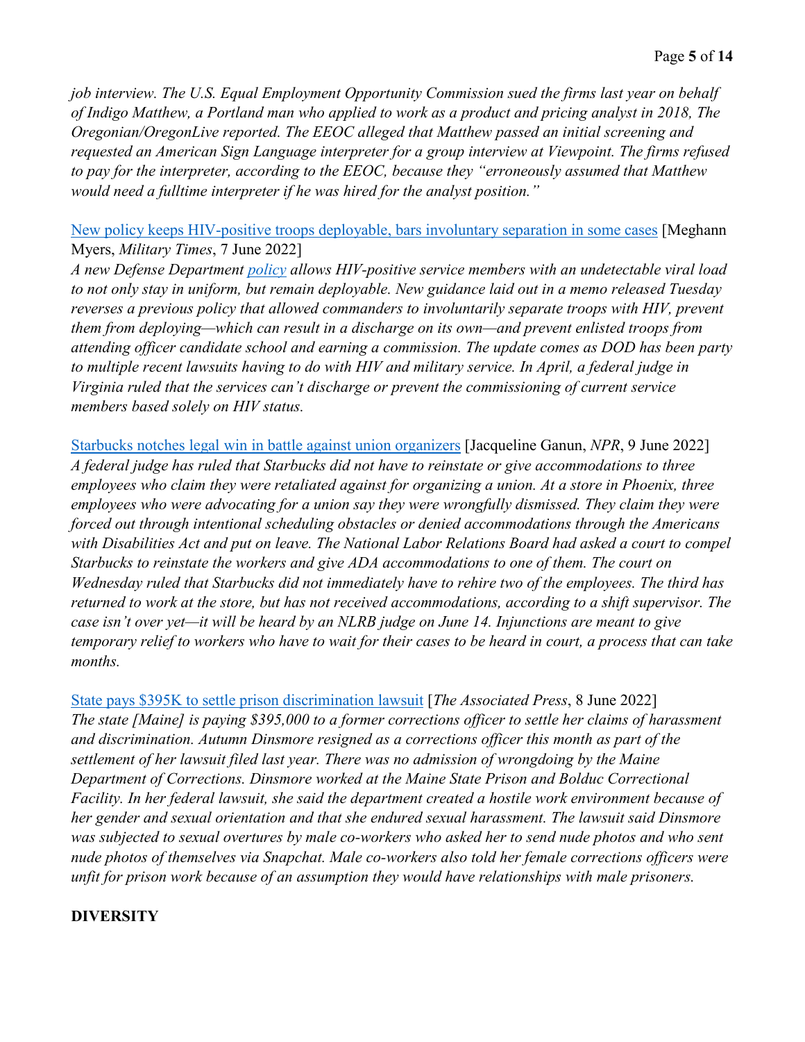*job interview. The U.S. Equal Employment Opportunity Commission sued the firms last year on behalf of Indigo Matthew, a Portland man who applied to work as a product and pricing analyst in 2018, The Oregonian/OregonLive reported. The EEOC alleged that Matthew passed an initial screening and requested an American Sign Language interpreter for a group interview at Viewpoint. The firms refused to pay for the interpreter, according to the EEOC, because they "erroneously assumed that Matthew would need a fulltime interpreter if he was hired for the analyst position."*

New policy keeps HIV-positive troops deployable, bars involuntary separation in some cases [Meghann Myers, *Military Times*, 7 June 2022]
*A new Defense Department policy allows HIV-positive service members with an undetectable viral load to not only stay in uniform, but remain deployable. New guidance laid out in a memo released Tuesday reverses a previous policy that allowed commanders to involuntarily separate troops with HIV, prevent them from deploying—which can result in a discharge on its own—and prevent enlisted troops from attending officer candidate school and earning a commission. The update comes as DOD has been party to multiple recent lawsuits having to do with HIV and military service. In April, a federal judge in Virginia ruled that the services can't discharge or prevent the commissioning of current service members based solely on HIV status.*

Starbucks notches legal win in battle against union organizers [Jacqueline Ganun, *NPR*, 9 June 2022]
*A federal judge has ruled that Starbucks did not have to reinstate or give accommodations to three employees who claim they were retaliated against for organizing a union. At a store in Phoenix, three employees who were advocating for a union say they were wrongfully dismissed. They claim they were forced out through intentional scheduling obstacles or denied accommodations through the Americans with Disabilities Act and put on leave. The National Labor Relations Board had asked a court to compel Starbucks to reinstate the workers and give ADA accommodations to one of them. The court on Wednesday ruled that Starbucks did not immediately have to rehire two of the employees. The third has returned to work at the store, but has not received accommodations, according to a shift supervisor. The case isn't over yet—it will be heard by an NLRB judge on June 14. Injunctions are meant to give temporary relief to workers who have to wait for their cases to be heard in court, a process that can take months.*

State pays $395K to settle prison discrimination lawsuit [*The Associated Press*, 8 June 2022]
*The state [Maine] is paying $395,000 to a former corrections officer to settle her claims of harassment and discrimination. Autumn Dinsmore resigned as a corrections officer this month as part of the settlement of her lawsuit filed last year. There was no admission of wrongdoing by the Maine Department of Corrections. Dinsmore worked at the Maine State Prison and Bolduc Correctional Facility. In her federal lawsuit, she said the department created a hostile work environment because of her gender and sexual orientation and that she endured sexual harassment. The lawsuit said Dinsmore was subjected to sexual overtures by male co-workers who asked her to send nude photos and who sent nude photos of themselves via Snapchat. Male co-workers also told her female corrections officers were unfit for prison work because of an assumption they would have relationships with male prisoners.*

## DIVERSITY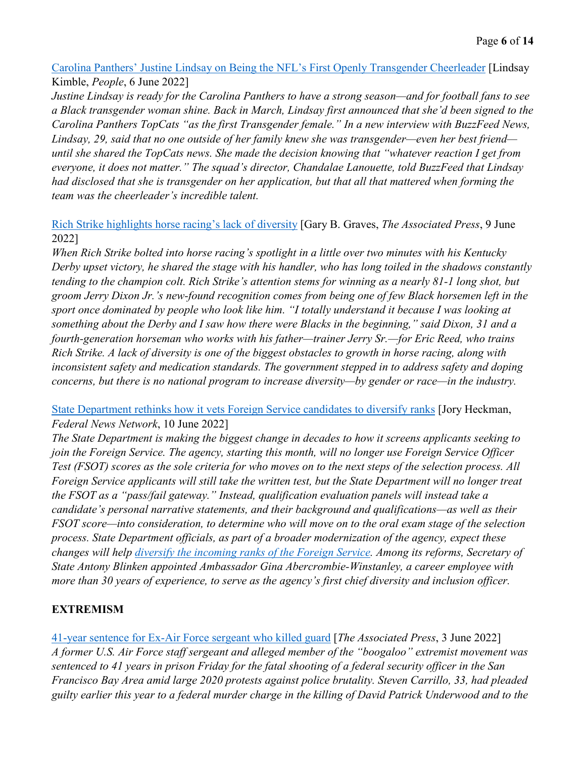Carolina Panthers' Justine Lindsay on Being the NFL's First Openly Transgender Cheerleader [Lindsay Kimble, *People*, 6 June 2022]
*Justine Lindsay is ready for the Carolina Panthers to have a strong season—and for football fans to see a Black transgender woman shine. Back in March, Lindsay first announced that she'd been signed to the Carolina Panthers TopCats "as the first Transgender female." In a new interview with BuzzFeed News, Lindsay, 29, said that no one outside of her family knew she was transgender—even her best friend—until she shared the TopCats news. She made the decision knowing that "whatever reaction I get from everyone, it does not matter." The squad's director, Chandalae Lanouette, told BuzzFeed that Lindsay had disclosed that she is transgender on her application, but that all that mattered when forming the team was the cheerleader's incredible talent.*

Rich Strike highlights horse racing's lack of diversity [Gary B. Graves, *The Associated Press*, 9 June 2022]
*When Rich Strike bolted into horse racing's spotlight in a little over two minutes with his Kentucky Derby upset victory, he shared the stage with his handler, who has long toiled in the shadows constantly tending to the champion colt. Rich Strike's attention stems for winning as a nearly 81-1 long shot, but groom Jerry Dixon Jr.'s new-found recognition comes from being one of few Black horsemen left in the sport once dominated by people who look like him. "I totally understand it because I was looking at something about the Derby and I saw how there were Blacks in the beginning," said Dixon, 31 and a fourth-generation horseman who works with his father—trainer Jerry Sr.—for Eric Reed, who trains Rich Strike. A lack of diversity is one of the biggest obstacles to growth in horse racing, along with inconsistent safety and medication standards. The government stepped in to address safety and doping concerns, but there is no national program to increase diversity—by gender or race—in the industry.*

State Department rethinks how it vets Foreign Service candidates to diversify ranks [Jory Heckman, *Federal News Network*, 10 June 2022]
*The State Department is making the biggest change in decades to how it screens applicants seeking to join the Foreign Service. The agency, starting this month, will no longer use Foreign Service Officer Test (FSOT) scores as the sole criteria for who moves on to the next steps of the selection process. All Foreign Service applicants will still take the written test, but the State Department will no longer treat the FSOT as a "pass/fail gateway." Instead, qualification evaluation panels will instead take a candidate's personal narrative statements, and their background and qualifications—as well as their FSOT score—into consideration, to determine who will move on to the oral exam stage of the selection process. State Department officials, as part of a broader modernization of the agency, expect these changes will help diversify the incoming ranks of the Foreign Service. Among its reforms, Secretary of State Antony Blinken appointed Ambassador Gina Abercrombie-Winstanley, a career employee with more than 30 years of experience, to serve as the agency's first chief diversity and inclusion officer.*

## EXTREMISM

41-year sentence for Ex-Air Force sergeant who killed guard [*The Associated Press*, 3 June 2022]
*A former U.S. Air Force staff sergeant and alleged member of the "boogaloo" extremist movement was sentenced to 41 years in prison Friday for the fatal shooting of a federal security officer in the San Francisco Bay Area amid large 2020 protests against police brutality. Steven Carrillo, 33, had pleaded guilty earlier this year to a federal murder charge in the killing of David Patrick Underwood and to the*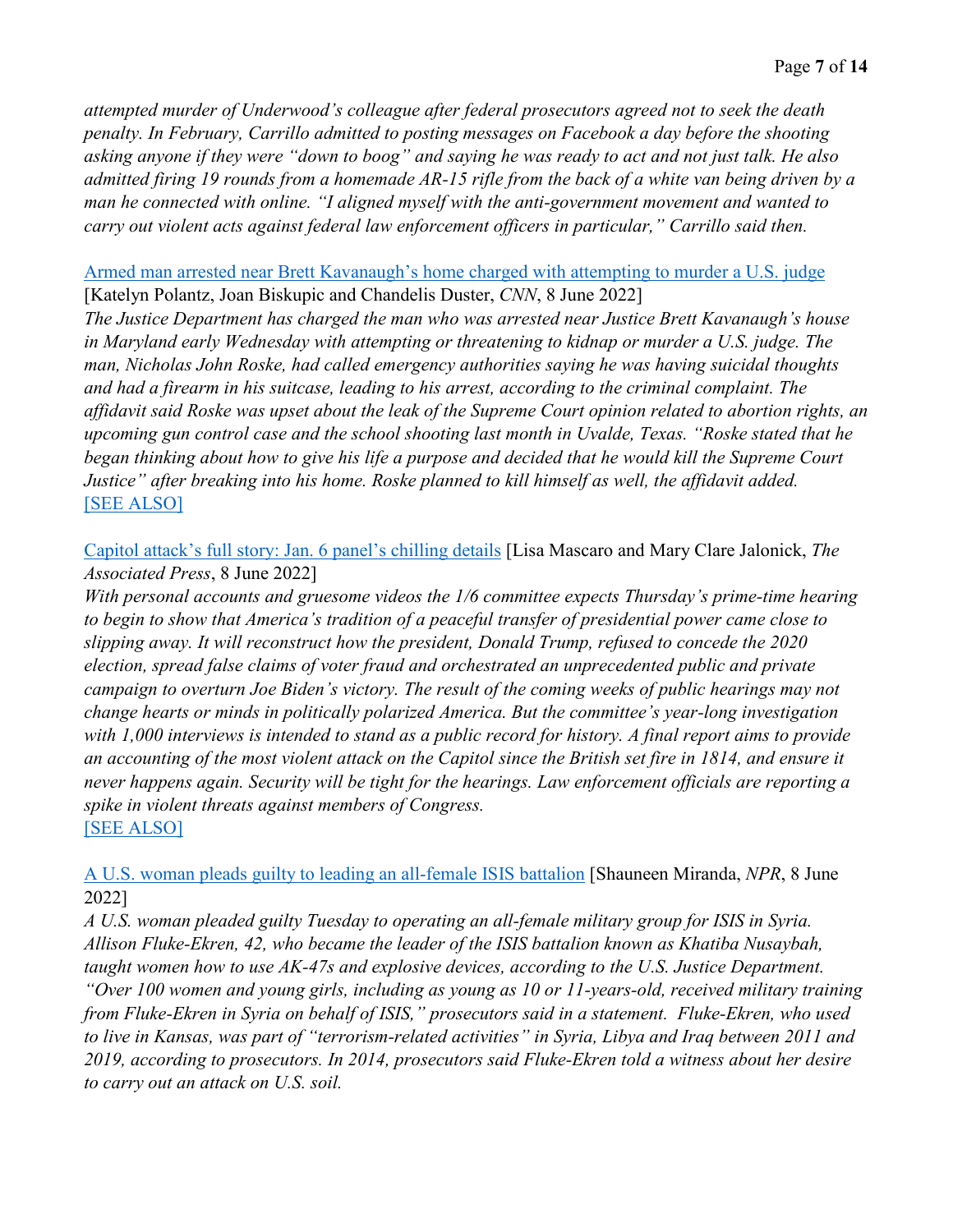*attempted murder of Underwood's colleague after federal prosecutors agreed not to seek the death penalty. In February, Carrillo admitted to posting messages on Facebook a day before the shooting asking anyone if they were "down to boog" and saying he was ready to act and not just talk. He also admitted firing 19 rounds from a homemade AR-15 rifle from the back of a white van being driven by a man he connected with online. "I aligned myself with the anti-government movement and wanted to carry out violent acts against federal law enforcement officers in particular," Carrillo said then.*

Armed man arrested near Brett Kavanaugh's home charged with attempting to murder a U.S. judge [Katelyn Polantz, Joan Biskupic and Chandelis Duster, *CNN*, 8 June 2022]
*The Justice Department has charged the man who was arrested near Justice Brett Kavanaugh's house in Maryland early Wednesday with attempting or threatening to kidnap or murder a U.S. judge. The man, Nicholas John Roske, had called emergency authorities saying he was having suicidal thoughts and had a firearm in his suitcase, leading to his arrest, according to the criminal complaint. The affidavit said Roske was upset about the leak of the Supreme Court opinion related to abortion rights, an upcoming gun control case and the school shooting last month in Uvalde, Texas. "Roske stated that he began thinking about how to give his life a purpose and decided that he would kill the Supreme Court Justice" after breaking into his home. Roske planned to kill himself as well, the affidavit added.*
[SEE ALSO]

Capitol attack's full story: Jan. 6 panel's chilling details [Lisa Mascaro and Mary Clare Jalonick, *The Associated Press*, 8 June 2022]
*With personal accounts and gruesome videos the 1/6 committee expects Thursday's prime-time hearing to begin to show that America's tradition of a peaceful transfer of presidential power came close to slipping away. It will reconstruct how the president, Donald Trump, refused to concede the 2020 election, spread false claims of voter fraud and orchestrated an unprecedented public and private campaign to overturn Joe Biden's victory. The result of the coming weeks of public hearings may not change hearts or minds in politically polarized America. But the committee's year-long investigation with 1,000 interviews is intended to stand as a public record for history. A final report aims to provide an accounting of the most violent attack on the Capitol since the British set fire in 1814, and ensure it never happens again. Security will be tight for the hearings. Law enforcement officials are reporting a spike in violent threats against members of Congress.*
[SEE ALSO]

A U.S. woman pleads guilty to leading an all-female ISIS battalion [Shauneen Miranda, *NPR*, 8 June 2022]
*A U.S. woman pleaded guilty Tuesday to operating an all-female military group for ISIS in Syria. Allison Fluke-Ekren, 42, who became the leader of the ISIS battalion known as Khatiba Nusaybah, taught women how to use AK-47s and explosive devices, according to the U.S. Justice Department. "Over 100 women and young girls, including as young as 10 or 11-years-old, received military training from Fluke-Ekren in Syria on behalf of ISIS," prosecutors said in a statement. Fluke-Ekren, who used to live in Kansas, was part of "terrorism-related activities" in Syria, Libya and Iraq between 2011 and 2019, according to prosecutors. In 2014, prosecutors said Fluke-Ekren told a witness about her desire to carry out an attack on U.S. soil.*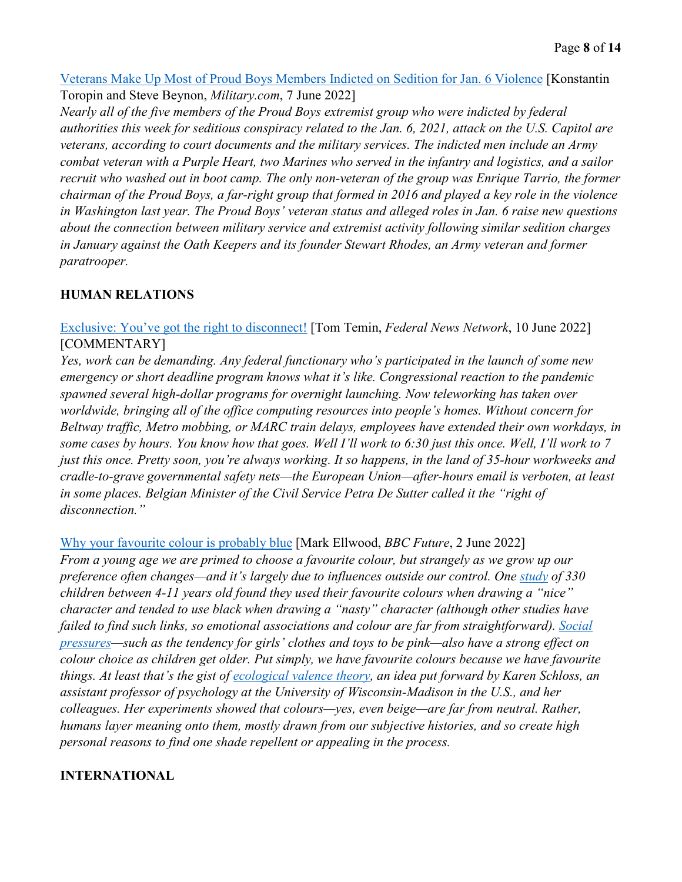[Veterans Make Up Most of Proud Boys Members Indicted on Sedition for Jan. 6 Violence](#) [Konstantin Toropin and Steve Beynon, *Military.com*, 7 June 2022]
*Nearly all of the five members of the Proud Boys extremist group who were indicted by federal authorities this week for seditious conspiracy related to the Jan. 6, 2021, attack on the U.S. Capitol are veterans, according to court documents and the military services. The indicted men include an Army combat veteran with a Purple Heart, two Marines who served in the infantry and logistics, and a sailor recruit who washed out in boot camp. The only non-veteran of the group was Enrique Tarrio, the former chairman of the Proud Boys, a far-right group that formed in 2016 and played a key role in the violence in Washington last year. The Proud Boys' veteran status and alleged roles in Jan. 6 raise new questions about the connection between military service and extremist activity following similar sedition charges in January against the Oath Keepers and its founder Stewart Rhodes, an Army veteran and former paratrooper.*

**HUMAN RELATIONS**

[Exclusive: You've got the right to disconnect!](#) [Tom Temin, *Federal News Network*, 10 June 2022] [COMMENTARY]
*Yes, work can be demanding. Any federal functionary who's participated in the launch of some new emergency or short deadline program knows what it's like. Congressional reaction to the pandemic spawned several high-dollar programs for overnight launching. Now teleworking has taken over worldwide, bringing all of the office computing resources into people's homes. Without concern for Beltway traffic, Metro mobbing, or MARC train delays, employees have extended their own workdays, in some cases by hours. You know how that goes. Well I'll work to 6:30 just this once. Well, I'll work to 7 just this once. Pretty soon, you're always working. It so happens, in the land of 35-hour workweeks and cradle-to-grave governmental safety nets—the European Union—after-hours email is verboten, at least in some places. Belgian Minister of the Civil Service Petra De Sutter called it the "right of disconnection."*

[Why your favourite colour is probably blue](#) [Mark Ellwood, *BBC Future*, 2 June 2022]
*From a young age we are primed to choose a favourite colour, but strangely as we grow up our preference often changes—and it's largely due to influences outside our control. One [study](#) of 330 children between 4-11 years old found they used their favourite colours when drawing a "nice" character and tended to use black when drawing a "nasty" character (although other studies have failed to find such links, so emotional associations and colour are far from straightforward). [Social pressures](#)—such as the tendency for girls' clothes and toys to be pink—also have a strong effect on colour choice as children get older. Put simply, we have favourite colours because we have favourite things. At least that's the gist of [ecological valence theory](#), an idea put forward by Karen Schloss, an assistant professor of psychology at the University of Wisconsin-Madison in the U.S., and her colleagues. Her experiments showed that colours—yes, even beige—are far from neutral. Rather, humans layer meaning onto them, mostly drawn from our subjective histories, and so create high personal reasons to find one shade repellent or appealing in the process.*

**INTERNATIONAL**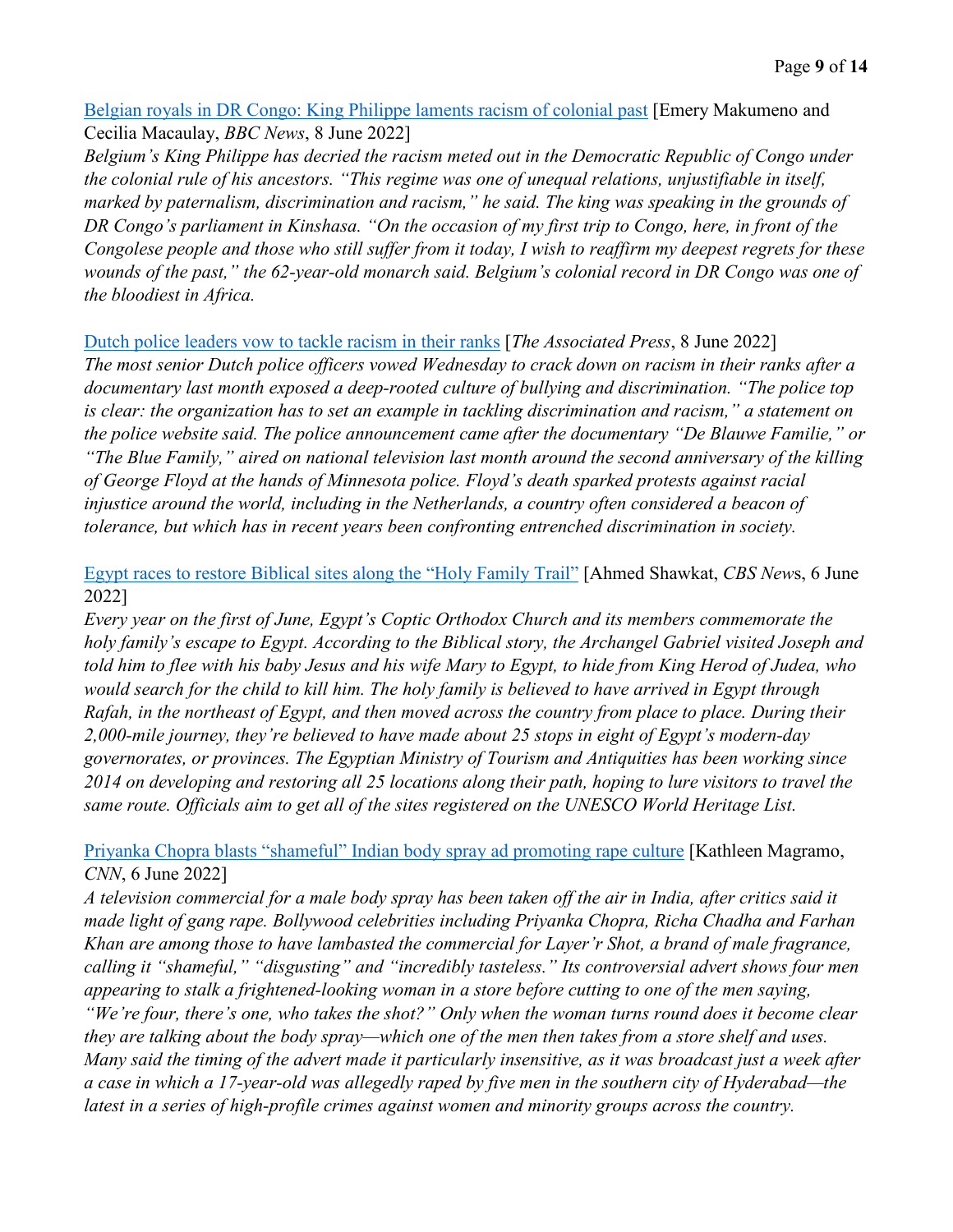[Belgian royals in DR Congo: King Philippe laments racism of colonial past] [Emery Makumeno and Cecilia Macaulay, *BBC News*, 8 June 2022]

*Belgium's King Philippe has decried the racism meted out in the Democratic Republic of Congo under the colonial rule of his ancestors. "This regime was one of unequal relations, unjustifiable in itself, marked by paternalism, discrimination and racism," he said. The king was speaking in the grounds of DR Congo's parliament in Kinshasa. "On the occasion of my first trip to Congo, here, in front of the Congolese people and those who still suffer from it today, I wish to reaffirm my deepest regrets for these wounds of the past," the 62-year-old monarch said. Belgium's colonial record in DR Congo was one of the bloodiest in Africa.*

[Dutch police leaders vow to tackle racism in their ranks] [*The Associated Press*, 8 June 2022]

*The most senior Dutch police officers vowed Wednesday to crack down on racism in their ranks after a documentary last month exposed a deep-rooted culture of bullying and discrimination. "The police top is clear: the organization has to set an example in tackling discrimination and racism," a statement on the police website said. The police announcement came after the documentary "De Blauwe Familie," or "The Blue Family," aired on national television last month around the second anniversary of the killing of George Floyd at the hands of Minnesota police. Floyd's death sparked protests against racial injustice around the world, including in the Netherlands, a country often considered a beacon of tolerance, but which has in recent years been confronting entrenched discrimination in society.*

[Egypt races to restore Biblical sites along the "Holy Family Trail"] [Ahmed Shawkat, *CBS News*, 6 June 2022]

*Every year on the first of June, Egypt's Coptic Orthodox Church and its members commemorate the holy family's escape to Egypt. According to the Biblical story, the Archangel Gabriel visited Joseph and told him to flee with his baby Jesus and his wife Mary to Egypt, to hide from King Herod of Judea, who would search for the child to kill him. The holy family is believed to have arrived in Egypt through Rafah, in the northeast of Egypt, and then moved across the country from place to place. During their 2,000-mile journey, they're believed to have made about 25 stops in eight of Egypt's modern-day governorates, or provinces. The Egyptian Ministry of Tourism and Antiquities has been working since 2014 on developing and restoring all 25 locations along their path, hoping to lure visitors to travel the same route. Officials aim to get all of the sites registered on the UNESCO World Heritage List.*

[Priyanka Chopra blasts "shameful" Indian body spray ad promoting rape culture] [Kathleen Magramo, *CNN*, 6 June 2022]

*A television commercial for a male body spray has been taken off the air in India, after critics said it made light of gang rape. Bollywood celebrities including Priyanka Chopra, Richa Chadha and Farhan Khan are among those to have lambasted the commercial for Layer'r Shot, a brand of male fragrance, calling it "shameful," "disgusting" and "incredibly tasteless." Its controversial advert shows four men appearing to stalk a frightened-looking woman in a store before cutting to one of the men saying, "We're four, there's one, who takes the shot?" Only when the woman turns round does it become clear they are talking about the body spray—which one of the men then takes from a store shelf and uses. Many said the timing of the advert made it particularly insensitive, as it was broadcast just a week after a case in which a 17-year-old was allegedly raped by five men in the southern city of Hyderabad—the latest in a series of high-profile crimes against women and minority groups across the country.*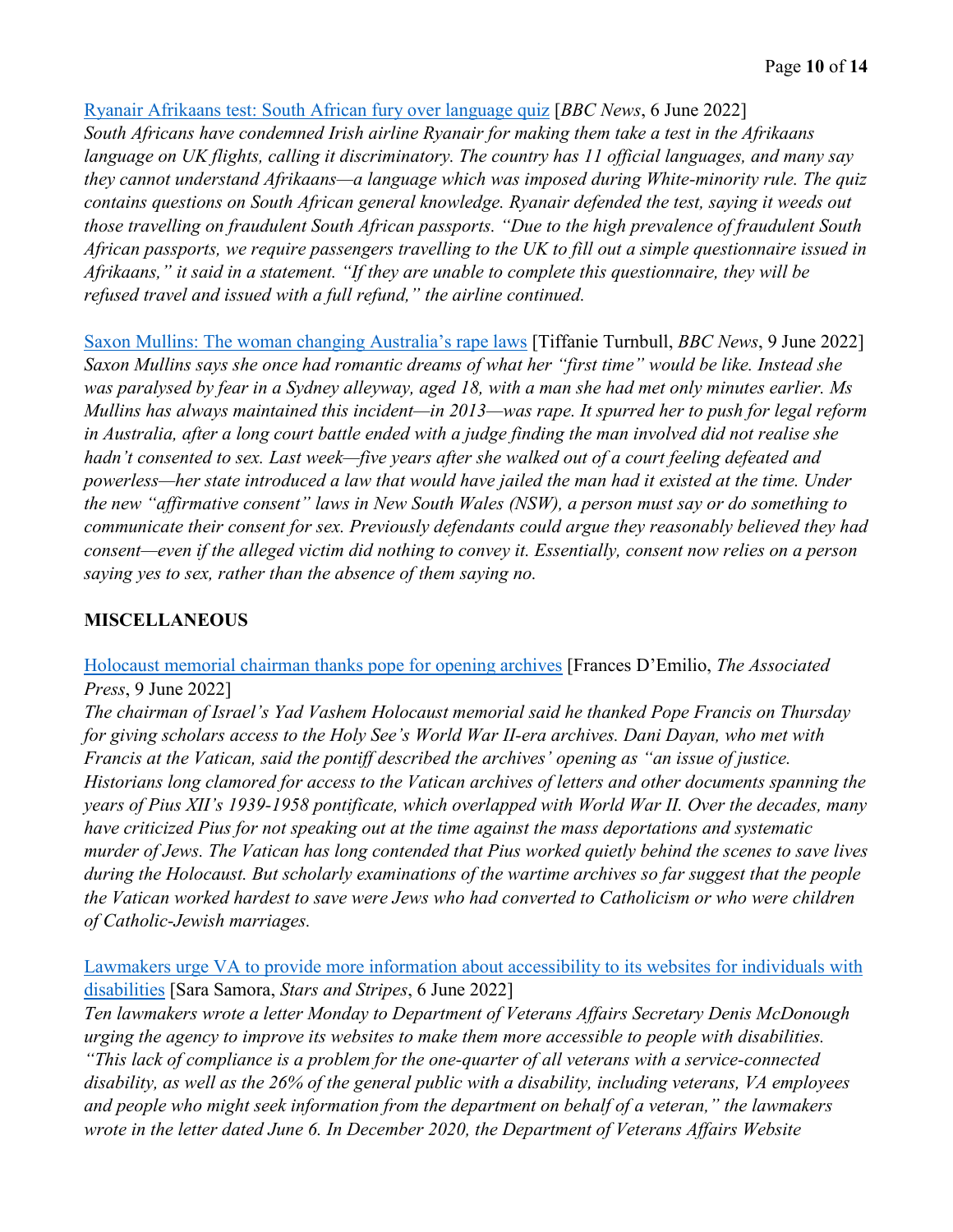[Ryanair Afrikaans test: South African fury over language quiz] [*BBC News*, 6 June 2022]
*South Africans have condemned Irish airline Ryanair for making them take a test in the Afrikaans language on UK flights, calling it discriminatory. The country has 11 official languages, and many say they cannot understand Afrikaans—a language which was imposed during White-minority rule. The quiz contains questions on South African general knowledge. Ryanair defended the test, saying it weeds out those travelling on fraudulent South African passports. "Due to the high prevalence of fraudulent South African passports, we require passengers travelling to the UK to fill out a simple questionnaire issued in Afrikaans," it said in a statement. "If they are unable to complete this questionnaire, they will be refused travel and issued with a full refund," the airline continued.*

[Saxon Mullins: The woman changing Australia's rape laws] [Tiffanie Turnbull, *BBC News*, 9 June 2022]
*Saxon Mullins says she once had romantic dreams of what her "first time" would be like. Instead she was paralysed by fear in a Sydney alleyway, aged 18, with a man she had met only minutes earlier. Ms Mullins has always maintained this incident—in 2013—was rape. It spurred her to push for legal reform in Australia, after a long court battle ended with a judge finding the man involved did not realise she hadn't consented to sex. Last week—five years after she walked out of a court feeling defeated and powerless—her state introduced a law that would have jailed the man had it existed at the time. Under the new "affirmative consent" laws in New South Wales (NSW), a person must say or do something to communicate their consent for sex. Previously defendants could argue they reasonably believed they had consent—even if the alleged victim did nothing to convey it. Essentially, consent now relies on a person saying yes to sex, rather than the absence of them saying no.*

## MISCELLANEOUS

[Holocaust memorial chairman thanks pope for opening archives] [Frances D'Emilio, *The Associated Press*, 9 June 2022]
*The chairman of Israel's Yad Vashem Holocaust memorial said he thanked Pope Francis on Thursday for giving scholars access to the Holy See's World War II-era archives. Dani Dayan, who met with Francis at the Vatican, said the pontiff described the archives' opening as "an issue of justice. Historians long clamored for access to the Vatican archives of letters and other documents spanning the years of Pius XII's 1939-1958 pontificate, which overlapped with World War II. Over the decades, many have criticized Pius for not speaking out at the time against the mass deportations and systematic murder of Jews. The Vatican has long contended that Pius worked quietly behind the scenes to save lives during the Holocaust. But scholarly examinations of the wartime archives so far suggest that the people the Vatican worked hardest to save were Jews who had converted to Catholicism or who were children of Catholic-Jewish marriages.*

[Lawmakers urge VA to provide more information about accessibility to its websites for individuals with disabilities] [Sara Samora, *Stars and Stripes*, 6 June 2022]
*Ten lawmakers wrote a letter Monday to Department of Veterans Affairs Secretary Denis McDonough urging the agency to improve its websites to make them more accessible to people with disabilities. "This lack of compliance is a problem for the one-quarter of all veterans with a service-connected disability, as well as the 26% of the general public with a disability, including veterans, VA employees and people who might seek information from the department on behalf of a veteran," the lawmakers wrote in the letter dated June 6. In December 2020, the Department of Veterans Affairs Website*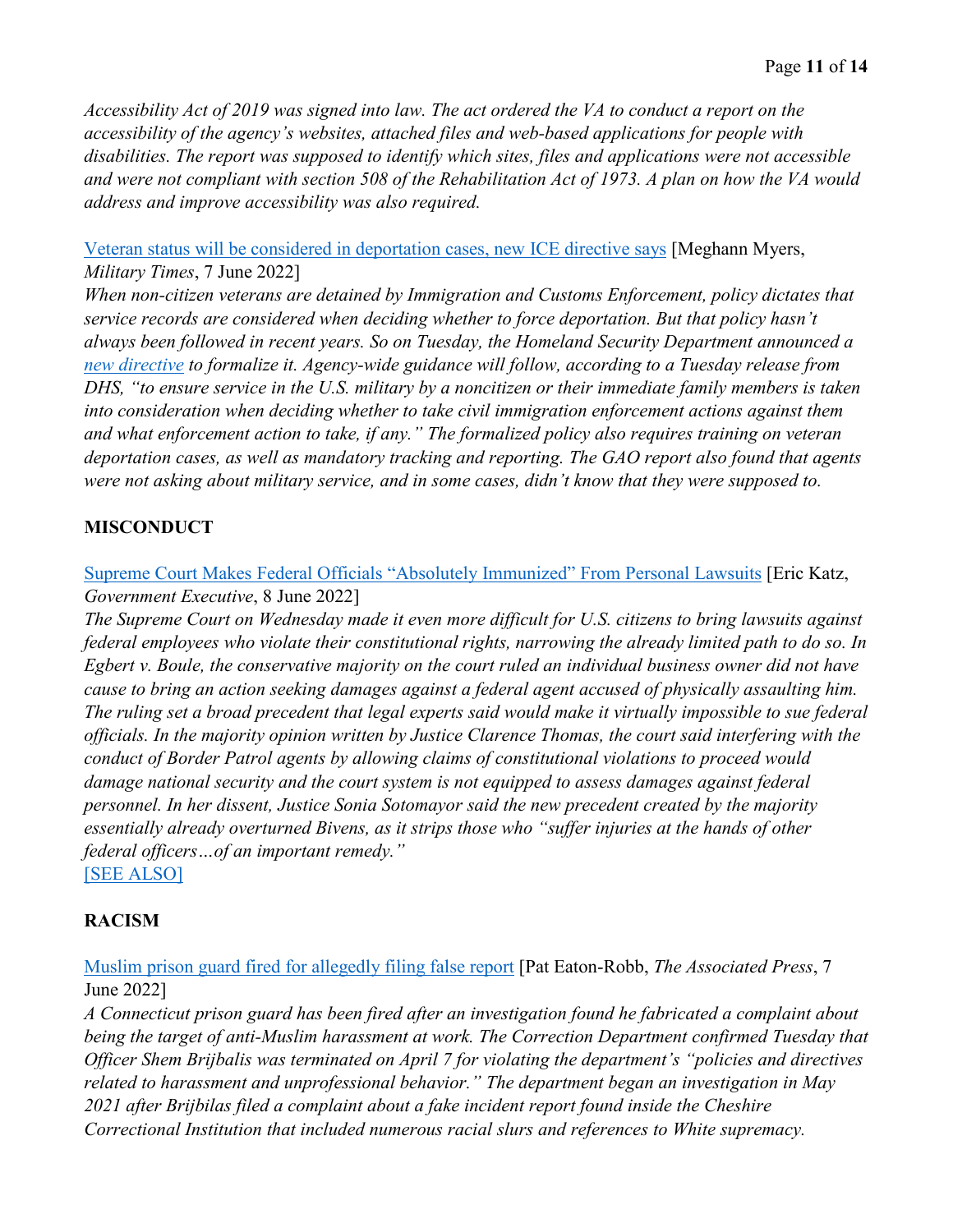*Accessibility Act of 2019 was signed into law. The act ordered the VA to conduct a report on the accessibility of the agency's websites, attached files and web-based applications for people with disabilities. The report was supposed to identify which sites, files and applications were not accessible and were not compliant with section 508 of the Rehabilitation Act of 1973. A plan on how the VA would address and improve accessibility was also required.*

Veteran status will be considered in deportation cases, new ICE directive says [Meghann Myers, *Military Times*, 7 June 2022]
*When non-citizen veterans are detained by Immigration and Customs Enforcement, policy dictates that service records are considered when deciding whether to force deportation. But that policy hasn't always been followed in recent years. So on Tuesday, the Homeland Security Department announced a new directive to formalize it. Agency-wide guidance will follow, according to a Tuesday release from DHS, "to ensure service in the U.S. military by a noncitizen or their immediate family members is taken into consideration when deciding whether to take civil immigration enforcement actions against them and what enforcement action to take, if any." The formalized policy also requires training on veteran deportation cases, as well as mandatory tracking and reporting. The GAO report also found that agents were not asking about military service, and in some cases, didn't know that they were supposed to.*

## MISCONDUCT

Supreme Court Makes Federal Officials "Absolutely Immunized" From Personal Lawsuits [Eric Katz, *Government Executive*, 8 June 2022]
*The Supreme Court on Wednesday made it even more difficult for U.S. citizens to bring lawsuits against federal employees who violate their constitutional rights, narrowing the already limited path to do so. In Egbert v. Boule, the conservative majority on the court ruled an individual business owner did not have cause to bring an action seeking damages against a federal agent accused of physically assaulting him. The ruling set a broad precedent that legal experts said would make it virtually impossible to sue federal officials. In the majority opinion written by Justice Clarence Thomas, the court said interfering with the conduct of Border Patrol agents by allowing claims of constitutional violations to proceed would damage national security and the court system is not equipped to assess damages against federal personnel. In her dissent, Justice Sonia Sotomayor said the new precedent created by the majority essentially already overturned Bivens, as it strips those who "suffer injuries at the hands of other federal officers…of an important remedy."*
[SEE ALSO]

## RACISM

Muslim prison guard fired for allegedly filing false report [Pat Eaton-Robb, *The Associated Press*, 7 June 2022]
*A Connecticut prison guard has been fired after an investigation found he fabricated a complaint about being the target of anti-Muslim harassment at work. The Correction Department confirmed Tuesday that Officer Shem Brijbalis was terminated on April 7 for violating the department's "policies and directives related to harassment and unprofessional behavior." The department began an investigation in May 2021 after Brijbilas filed a complaint about a fake incident report found inside the Cheshire Correctional Institution that included numerous racial slurs and references to White supremacy.*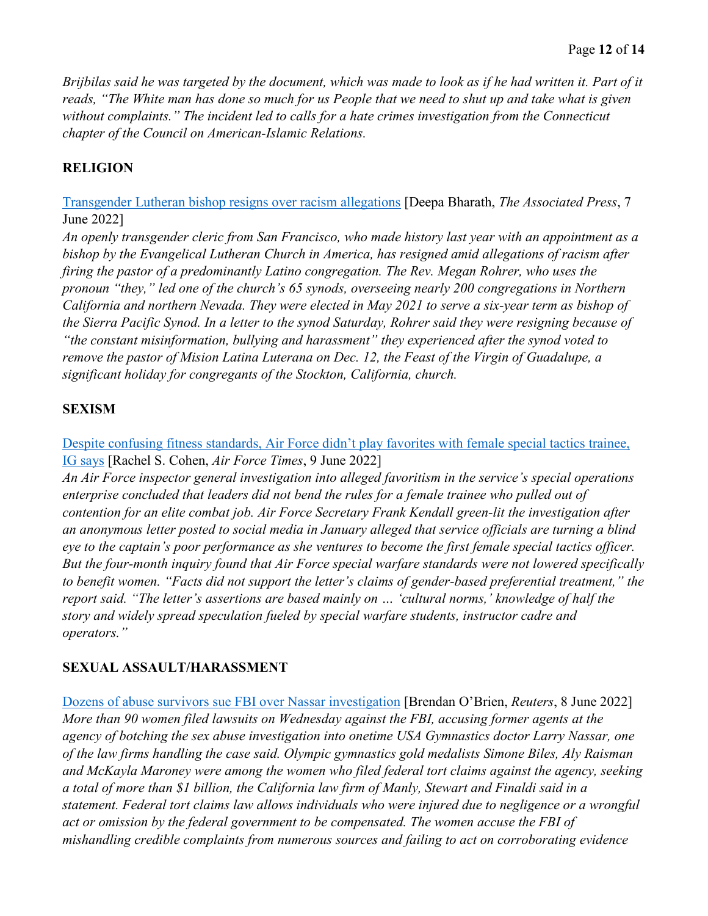*Brijbilas said he was targeted by the document, which was made to look as if he had written it. Part of it reads, "The White man has done so much for us People that we need to shut up and take what is given without complaints." The incident led to calls for a hate crimes investigation from the Connecticut chapter of the Council on American-Islamic Relations.*

## RELIGION

[Transgender Lutheran bishop resigns over racism allegations] [Deepa Bharath, *The Associated Press*, 7 June 2022]
*An openly transgender cleric from San Francisco, who made history last year with an appointment as a bishop by the Evangelical Lutheran Church in America, has resigned amid allegations of racism after firing the pastor of a predominantly Latino congregation. The Rev. Megan Rohrer, who uses the pronoun "they," led one of the church's 65 synods, overseeing nearly 200 congregations in Northern California and northern Nevada. They were elected in May 2021 to serve a six-year term as bishop of the Sierra Pacific Synod. In a letter to the synod Saturday, Rohrer said they were resigning because of "the constant misinformation, bullying and harassment" they experienced after the synod voted to remove the pastor of Mision Latina Luterana on Dec. 12, the Feast of the Virgin of Guadalupe, a significant holiday for congregants of the Stockton, California, church.*

## SEXISM

[Despite confusing fitness standards, Air Force didn't play favorites with female special tactics trainee, IG says] [Rachel S. Cohen, *Air Force Times*, 9 June 2022]
*An Air Force inspector general investigation into alleged favoritism in the service's special operations enterprise concluded that leaders did not bend the rules for a female trainee who pulled out of contention for an elite combat job. Air Force Secretary Frank Kendall green-lit the investigation after an anonymous letter posted to social media in January alleged that service officials are turning a blind eye to the captain's poor performance as she ventures to become the first female special tactics officer. But the four-month inquiry found that Air Force special warfare standards were not lowered specifically to benefit women. "Facts did not support the letter's claims of gender-based preferential treatment," the report said. "The letter's assertions are based mainly on … 'cultural norms,' knowledge of half the story and widely spread speculation fueled by special warfare students, instructor cadre and operators."*

## SEXUAL ASSAULT/HARASSMENT

[Dozens of abuse survivors sue FBI over Nassar investigation] [Brendan O'Brien, *Reuters*, 8 June 2022]
*More than 90 women filed lawsuits on Wednesday against the FBI, accusing former agents at the agency of botching the sex abuse investigation into onetime USA Gymnastics doctor Larry Nassar, one of the law firms handling the case said. Olympic gymnastics gold medalists Simone Biles, Aly Raisman and McKayla Maroney were among the women who filed federal tort claims against the agency, seeking a total of more than $1 billion, the California law firm of Manly, Stewart and Finaldi said in a statement. Federal tort claims law allows individuals who were injured due to negligence or a wrongful act or omission by the federal government to be compensated. The women accuse the FBI of mishandling credible complaints from numerous sources and failing to act on corroborating evidence*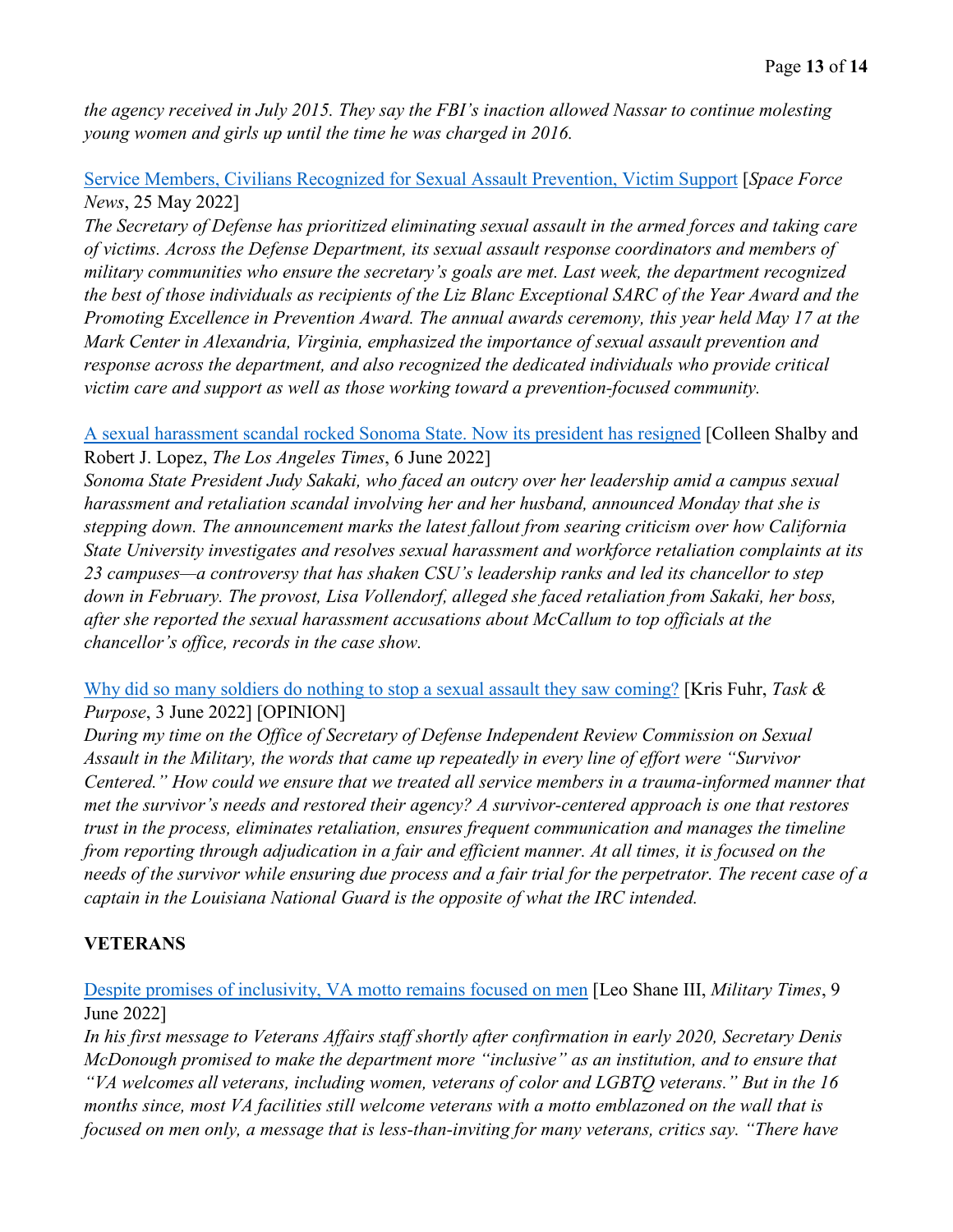*the agency received in July 2015. They say the FBI's inaction allowed Nassar to continue molesting young women and girls up until the time he was charged in 2016.*

[Service Members, Civilians Recognized for Sexual Assault Prevention, Victim Support] [*Space Force News*, 25 May 2022]
*The Secretary of Defense has prioritized eliminating sexual assault in the armed forces and taking care of victims. Across the Defense Department, its sexual assault response coordinators and members of military communities who ensure the secretary's goals are met. Last week, the department recognized the best of those individuals as recipients of the Liz Blanc Exceptional SARC of the Year Award and the Promoting Excellence in Prevention Award. The annual awards ceremony, this year held May 17 at the Mark Center in Alexandria, Virginia, emphasized the importance of sexual assault prevention and response across the department, and also recognized the dedicated individuals who provide critical victim care and support as well as those working toward a prevention-focused community.*

[A sexual harassment scandal rocked Sonoma State. Now its president has resigned] [Colleen Shalby and Robert J. Lopez, *The Los Angeles Times*, 6 June 2022]
*Sonoma State President Judy Sakaki, who faced an outcry over her leadership amid a campus sexual harassment and retaliation scandal involving her and her husband, announced Monday that she is stepping down. The announcement marks the latest fallout from searing criticism over how California State University investigates and resolves sexual harassment and workforce retaliation complaints at its 23 campuses—a controversy that has shaken CSU's leadership ranks and led its chancellor to step down in February. The provost, Lisa Vollendorf, alleged she faced retaliation from Sakaki, her boss, after she reported the sexual harassment accusations about McCallum to top officials at the chancellor's office, records in the case show.*

[Why did so many soldiers do nothing to stop a sexual assault they saw coming?] [Kris Fuhr, *Task & Purpose*, 3 June 2022] [OPINION]
*During my time on the Office of Secretary of Defense Independent Review Commission on Sexual Assault in the Military, the words that came up repeatedly in every line of effort were "Survivor Centered." How could we ensure that we treated all service members in a trauma-informed manner that met the survivor's needs and restored their agency? A survivor-centered approach is one that restores trust in the process, eliminates retaliation, ensures frequent communication and manages the timeline from reporting through adjudication in a fair and efficient manner. At all times, it is focused on the needs of the survivor while ensuring due process and a fair trial for the perpetrator. The recent case of a captain in the Louisiana National Guard is the opposite of what the IRC intended.*

## VETERANS

[Despite promises of inclusivity, VA motto remains focused on men] [Leo Shane III, *Military Times*, 9 June 2022]
*In his first message to Veterans Affairs staff shortly after confirmation in early 2020, Secretary Denis McDonough promised to make the department more "inclusive" as an institution, and to ensure that "VA welcomes all veterans, including women, veterans of color and LGBTQ veterans." But in the 16 months since, most VA facilities still welcome veterans with a motto emblazoned on the wall that is focused on men only, a message that is less-than-inviting for many veterans, critics say. "There have*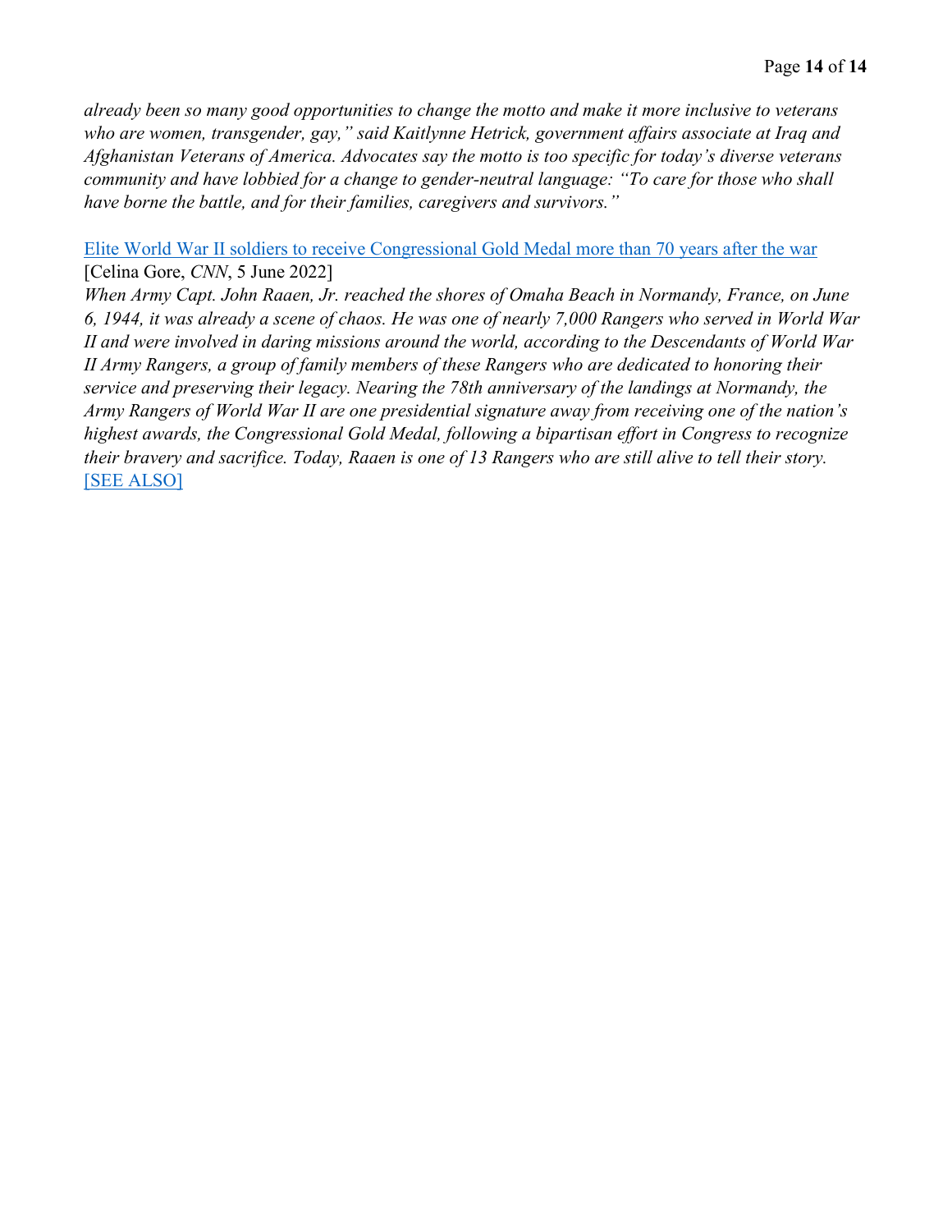*already been so many good opportunities to change the motto and make it more inclusive to veterans who are women, transgender, gay," said Kaitlynne Hetrick, government affairs associate at Iraq and Afghanistan Veterans of America. Advocates say the motto is too specific for today's diverse veterans community and have lobbied for a change to gender-neutral language: "To care for those who shall have borne the battle, and for their families, caregivers and survivors."*

Elite World War II soldiers to receive Congressional Gold Medal more than 70 years after the war
[Celina Gore, *CNN*, 5 June 2022]
*When Army Capt. John Raaen, Jr. reached the shores of Omaha Beach in Normandy, France, on June 6, 1944, it was already a scene of chaos. He was one of nearly 7,000 Rangers who served in World War II and were involved in daring missions around the world, according to the Descendants of World War II Army Rangers, a group of family members of these Rangers who are dedicated to honoring their service and preserving their legacy. Nearing the 78th anniversary of the landings at Normandy, the Army Rangers of World War II are one presidential signature away from receiving one of the nation's highest awards, the Congressional Gold Medal, following a bipartisan effort in Congress to recognize their bravery and sacrifice. Today, Raaen is one of 13 Rangers who are still alive to tell their story.*
[SEE ALSO]